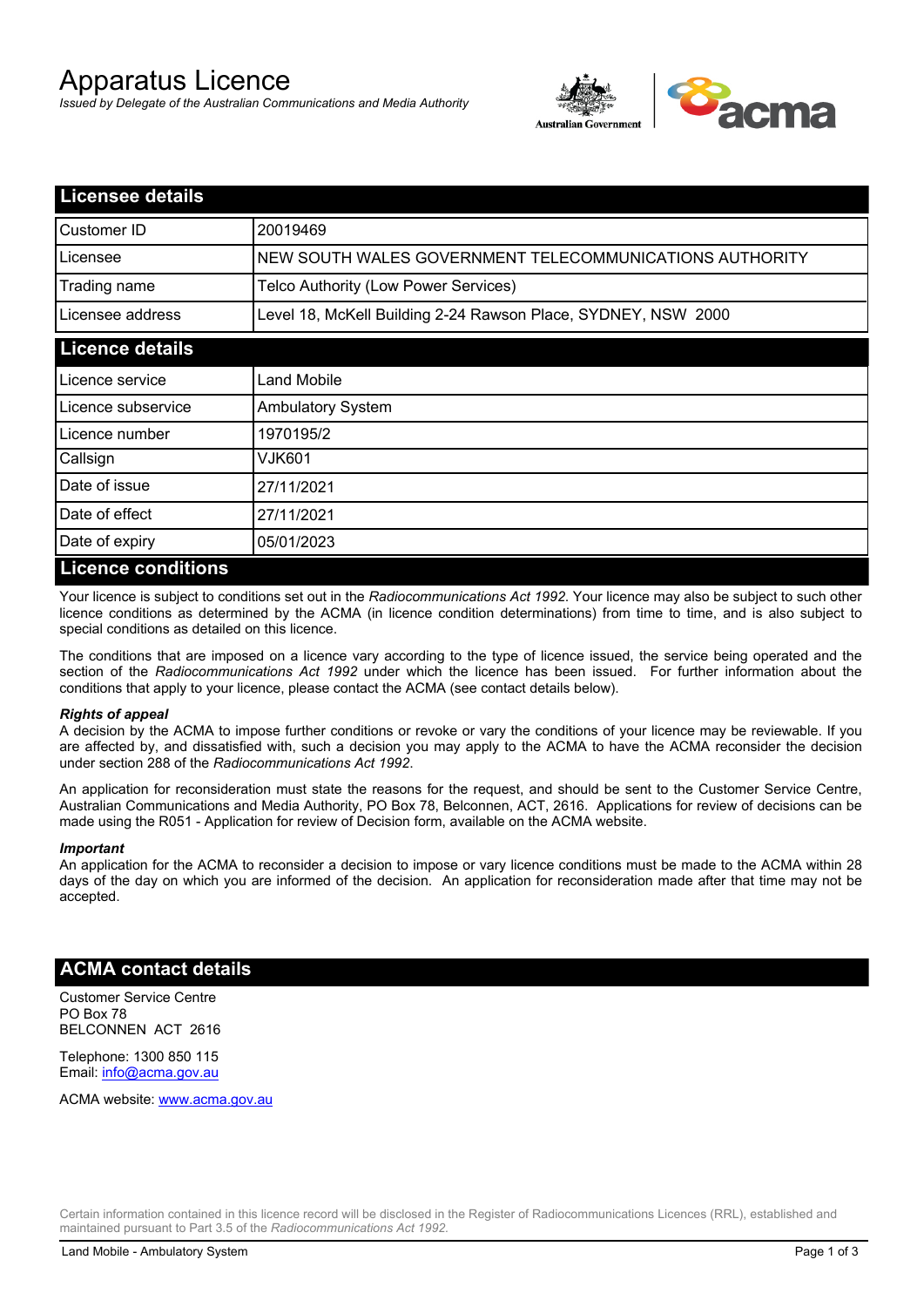# Apparatus Licence

*Issued by Delegate of the Australian Communications and Media Authority*

## Licensee details

| Customer ID | 20019469 |
|---|---|
| Licensee | NEW SOUTH WALES GOVERNMENT TELECOMMUNICATIONS AUTHORITY |
| Trading name | Telco Authority (Low Power Services) |
| Licensee address | Level 18, McKell Building 2-24 Rawson Place, SYDNEY, NSW 2000 |

## Licence details

| Licence service | Land Mobile |
|---|---|
| Licence subservice | Ambulatory System |
| Licence number | 1970195/2 |
| Callsign | VJK601 |
| Date of issue | 27/11/2021 |
| Date of effect | 27/11/2021 |
| Date of expiry | 05/01/2023 |

## Licence conditions

Your licence is subject to conditions set out in the *Radiocommunications Act 1992*. Your licence may also be subject to such other licence conditions as determined by the ACMA (in licence condition determinations) from time to time, and is also subject to special conditions as detailed on this licence.

The conditions that are imposed on a licence vary according to the type of licence issued, the service being operated and the section of the *Radiocommunications Act 1992* under which the licence has been issued. For further information about the conditions that apply to your licence, please contact the ACMA (see contact details below).

***Rights of appeal***

A decision by the ACMA to impose further conditions or revoke or vary the conditions of your licence may be reviewable. If you are affected by, and dissatisfied with, such a decision you may apply to the ACMA to have the ACMA reconsider the decision under section 288 of the *Radiocommunications Act 1992*.

An application for reconsideration must state the reasons for the request, and should be sent to the Customer Service Centre, Australian Communications and Media Authority, PO Box 78, Belconnen, ACT, 2616. Applications for review of decisions can be made using the R051 - Application for review of Decision form, available on the ACMA website.

***Important***

An application for the ACMA to reconsider a decision to impose or vary licence conditions must be made to the ACMA within 28 days of the day on which you are informed of the decision. An application for reconsideration made after that time may not be accepted.

## ACMA contact details

Customer Service Centre
PO Box 78
BELCONNEN ACT 2616

Telephone: 1300 850 115
Email: info@acma.gov.au

ACMA website: www.acma.gov.au

Certain information contained in this licence record will be disclosed in the Register of Radiocommunications Licences (RRL), established and maintained pursuant to Part 3.5 of the *Radiocommunications Act 1992.*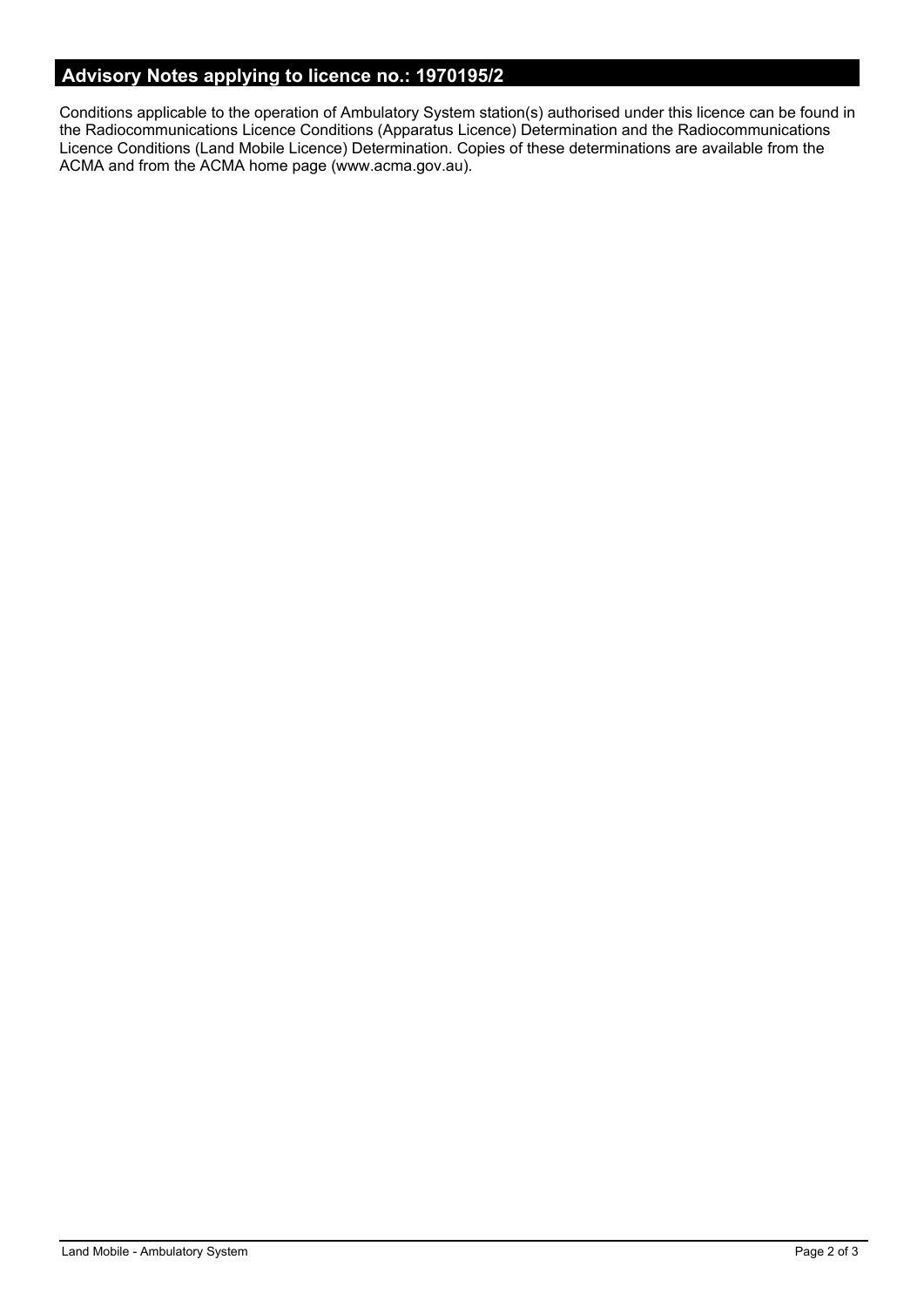## Advisory Notes applying to licence no.: 1970195/2

Conditions applicable to the operation of Ambulatory System station(s) authorised under this licence can be found in the Radiocommunications Licence Conditions (Apparatus Licence) Determination and the Radiocommunications Licence Conditions (Land Mobile Licence) Determination. Copies of these determinations are available from the ACMA and from the ACMA home page (www.acma.gov.au).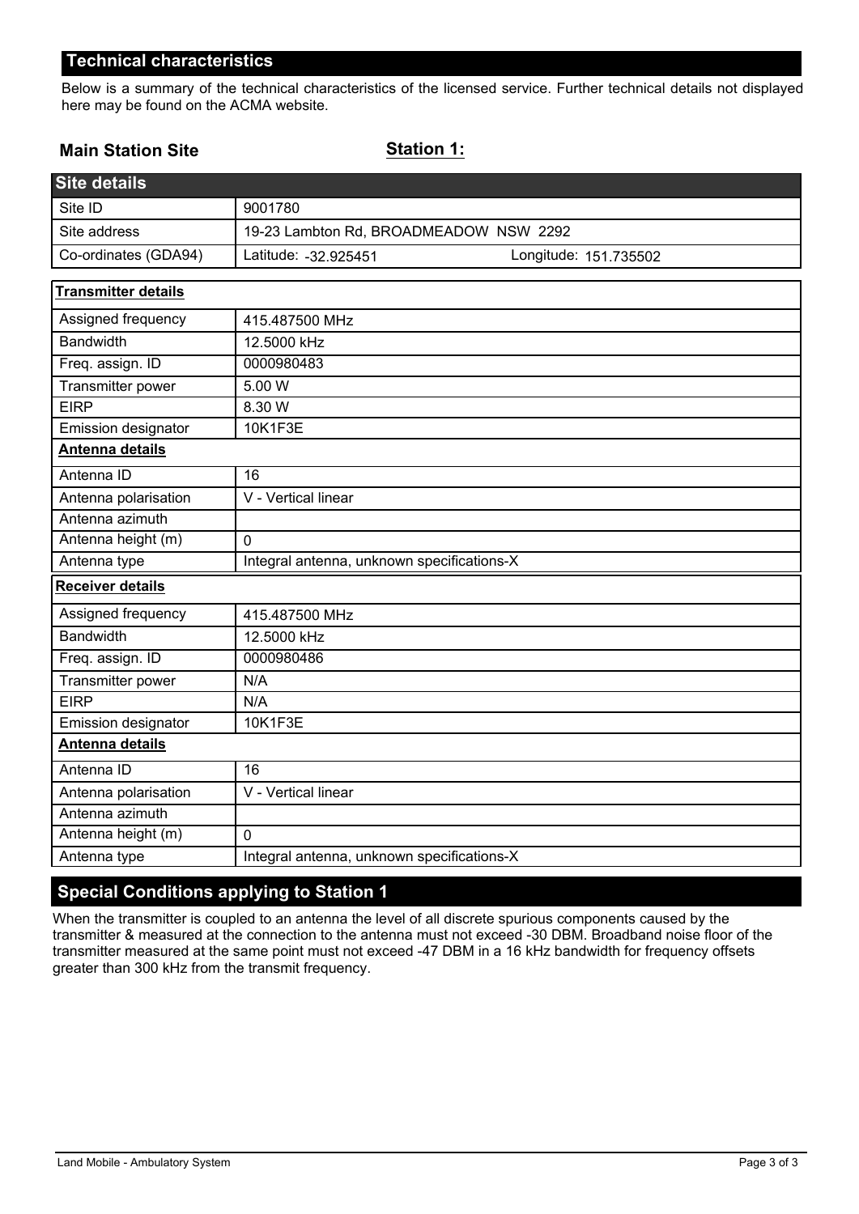## Technical characteristics

Below is a summary of the technical characteristics of the licensed service. Further technical details not displayed here may be found on the ACMA website.

**Main Station Site** **Station 1:**

| Site details | |
|---|---|
| Site ID | 9001780 |
| Site address | 19-23 Lambton Rd, BROADMEADOW NSW 2292 |
| Co-ordinates (GDA94) | Latitude: -32.925451 Longitude: 151.735502 |

| **Transmitter details** | |
|---|---|
| Assigned frequency | 415.487500 MHz |
| Bandwidth | 12.5000 kHz |
| Freq. assign. ID | 0000980483 |
| Transmitter power | 5.00 W |
| EIRP | 8.30 W |
| Emission designator | 10K1F3E |
| **Antenna details** | |
| Antenna ID | 16 |
| Antenna polarisation | V - Vertical linear |
| Antenna azimuth | |
| Antenna height (m) | 0 |
| Antenna type | Integral antenna, unknown specifications-X |
| **Receiver details** | |
| Assigned frequency | 415.487500 MHz |
| Bandwidth | 12.5000 kHz |
| Freq. assign. ID | 0000980486 |
| Transmitter power | N/A |
| EIRP | N/A |
| Emission designator | 10K1F3E |
| **Antenna details** | |
| Antenna ID | 16 |
| Antenna polarisation | V - Vertical linear |
| Antenna azimuth | |
| Antenna height (m) | 0 |
| Antenna type | Integral antenna, unknown specifications-X |

## Special Conditions applying to Station 1

When the transmitter is coupled to an antenna the level of all discrete spurious components caused by the transmitter & measured at the connection to the antenna must not exceed -30 DBM. Broadband noise floor of the transmitter measured at the same point must not exceed -47 DBM in a 16 kHz bandwidth for frequency offsets greater than 300 kHz from the transmit frequency.